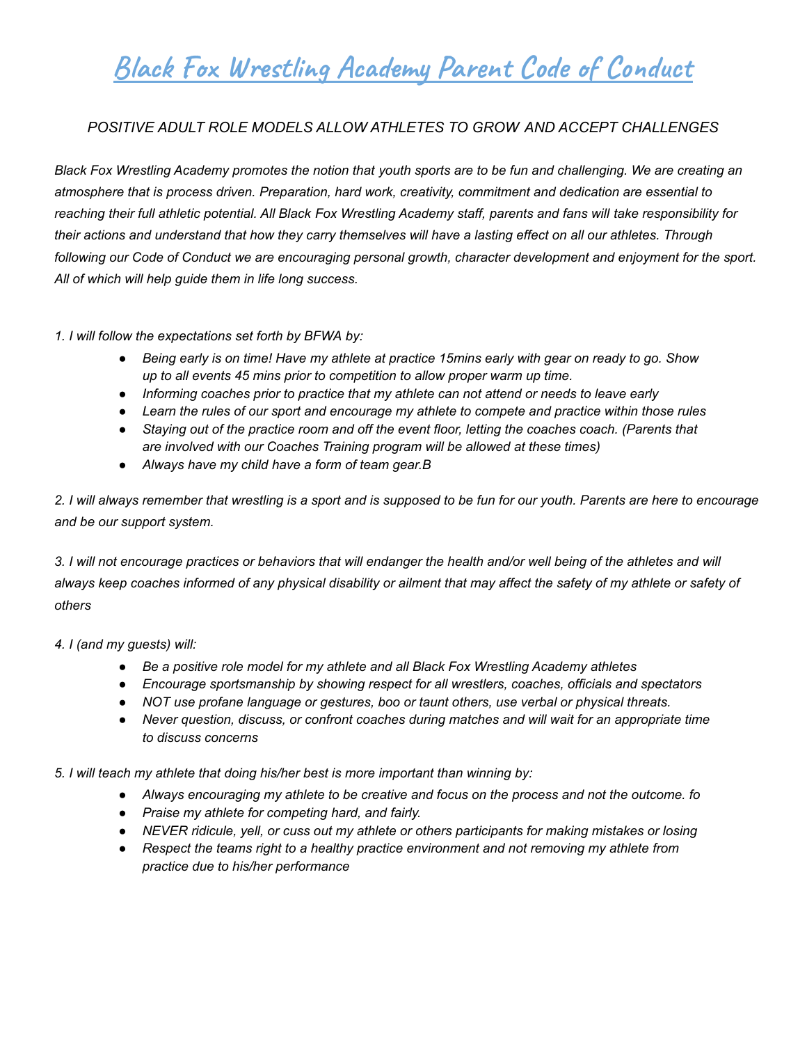# Black Fox Wrestling Academy Parent Code of Conduct

*POSITIVE ADULT ROLE MODELS ALLOW ATHLETES TO GROW AND ACCEPT CHALLENGES*

*Black Fox Wrestling Academy promotes the notion that youth sports are to be fun and challenging. We are creating an atmosphere that is process driven. Preparation, hard work, creativity, commitment and dedication are essential to reaching their full athletic potential. All Black Fox Wrestling Academy staff, parents and fans will take responsibility for their actions and understand that how they carry themselves will have a lasting effect on all our athletes. Through following our Code of Conduct we are encouraging personal growth, character development and enjoyment for the sport. All of which will help guide them in life long success.*

*1. I will follow the expectations set forth by BFWA by:*

- *Being early is on time! Have my athlete at practice 15mins early with gear on ready to go. Show up to all events 45 mins prior to competition to allow proper warm up time.*
- *Informing coaches prior to practice that my athlete can not attend or needs to leave early*
- *Learn the rules of our sport and encourage my athlete to compete and practice within those rules*
- *Staying out of the practice room and off the event floor, letting the coaches coach. (Parents that are involved with our Coaches Training program will be allowed at these times)*
- *Always have my child have a form of team gear.B*

*2. I will always remember that wrestling is a sport and is supposed to be fun for our youth. Parents are here to encourage and be our support system.*

*3. I will not encourage practices or behaviors that will endanger the health and/or well being of the athletes and will always keep coaches informed of any physical disability or ailment that may affect the safety of my athlete or safety of others*

*4. I (and my guests) will:*

- *Be a positive role model for my athlete and all Black Fox Wrestling Academy athletes*
- *Encourage sportsmanship by showing respect for all wrestlers, coaches, officials and spectators*
- *NOT use profane language or gestures, boo or taunt others, use verbal or physical threats.*
- *Never question, discuss, or confront coaches during matches and will wait for an appropriate time to discuss concerns*

*5. I will teach my athlete that doing his/her best is more important than winning by:*

- *Always encouraging my athlete to be creative and focus on the process and not the outcome. fo*
- *Praise my athlete for competing hard, and fairly.*
- *NEVER ridicule, yell, or cuss out my athlete or others participants for making mistakes or losing*
- *Respect the teams right to a healthy practice environment and not removing my athlete from practice due to his/her performance*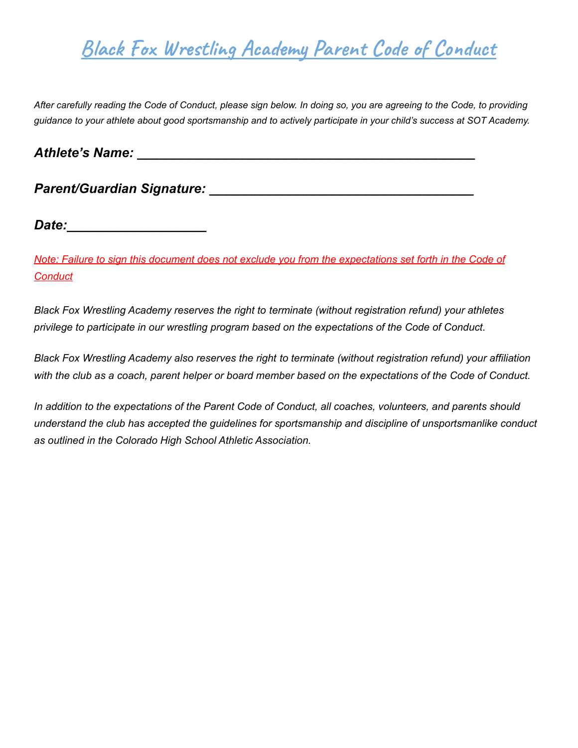# Black Fox Wrestling Academy Parent Code of Conduct

*After carefully reading the Code of Conduct, please sign below. In doing so, you are agreeing to the Code, to providing guidance to your athlete about good sportsmanship and to actively participate in your child's success at SOT Academy.*

***Athlete's Name: _____________________________________________***

***Parent/Guardian Signature: ___________________________________***

***Date:___________________***

*Note: Failure to sign this document does not exclude you from the expectations set forth in the Code of Conduct*

*Black Fox Wrestling Academy reserves the right to terminate (without registration refund) your athletes privilege to participate in our wrestling program based on the expectations of the Code of Conduct.*

*Black Fox Wrestling Academy also reserves the right to terminate (without registration refund) your affiliation with the club as a coach, parent helper or board member based on the expectations of the Code of Conduct.*

*In addition to the expectations of the Parent Code of Conduct, all coaches, volunteers, and parents should understand the club has accepted the guidelines for sportsmanship and discipline of unsportsmanlike conduct as outlined in the Colorado High School Athletic Association.*